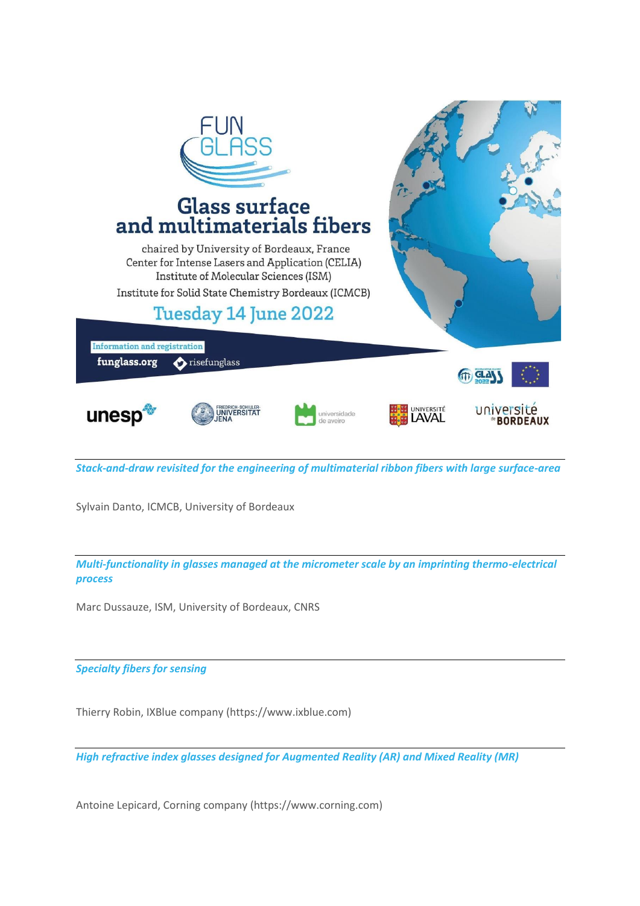# FUN GLASS

## Glass surface and multimaterials fibers

chaired by University of Bordeaux, France
Center for Intense Lasers and Application (CELIA)
Institute of Molecular Sciences (ISM)
Institute for Solid State Chemistry Bordeaux (ICMCB)

**Tuesday 14 June 2022**

Information and registration

**funglass.org** risefunglass

unesp — Friedrich-Schiller-Universität Jena — universidade de aveiro — Université Laval — université de Bordeaux

---

***Stack-and-draw revisited for the engineering of multimaterial ribbon fibers with large surface-area***

Sylvain Danto, ICMCB, University of Bordeaux

---

***Multi-functionality in glasses managed at the micrometer scale by an imprinting thermo-electrical process***

Marc Dussauze, ISM, University of Bordeaux, CNRS

---

***Specialty fibers for sensing***

Thierry Robin, IXBlue company (https://www.ixblue.com)

---

***High refractive index glasses designed for Augmented Reality (AR) and Mixed Reality (MR)***

Antoine Lepicard, Corning company (https://www.corning.com)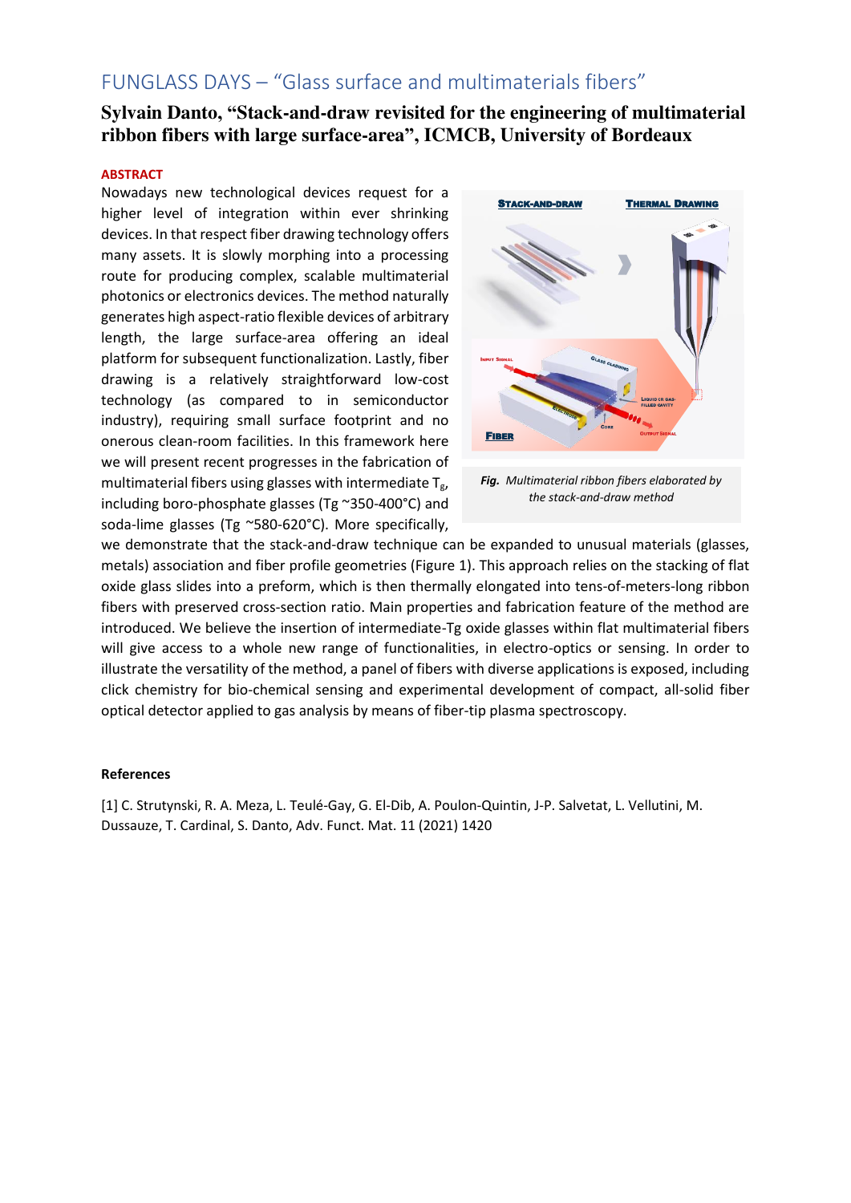# FUNGLASS DAYS – “Glass surface and multimaterials fibers”

## Sylvain Danto, “Stack-and-draw revisited for the engineering of multimaterial ribbon fibers with large surface-area”, ICMCB, University of Bordeaux

**ABSTRACT**

Nowadays new technological devices request for a higher level of integration within ever shrinking devices. In that respect fiber drawing technology offers many assets. It is slowly morphing into a processing route for producing complex, scalable multimaterial photonics or electronics devices. The method naturally generates high aspect-ratio flexible devices of arbitrary length, the large surface-area offering an ideal platform for subsequent functionalization. Lastly, fiber drawing is a relatively straightforward low-cost technology (as compared to in semiconductor industry), requiring small surface footprint and no onerous clean-room facilities. In this framework here we will present recent progresses in the fabrication of multimaterial fibers using glasses with intermediate $T_g$, including boro-phosphate glasses (Tg ~350-400°C) and soda-lime glasses (Tg ~580-620°C). More specifically, we demonstrate that the stack-and-draw technique can be expanded to unusual materials (glasses, metals) association and fiber profile geometries (Figure 1). This approach relies on the stacking of flat oxide glass slides into a preform, which is then thermally elongated into tens-of-meters-long ribbon fibers with preserved cross-section ratio. Main properties and fabrication feature of the method are introduced. We believe the insertion of intermediate-Tg oxide glasses within flat multimaterial fibers will give access to a whole new range of functionalities, in electro-optics or sensing. In order to illustrate the versatility of the method, a panel of fibers with diverse applications is exposed, including click chemistry for bio-chemical sensing and experimental development of compact, all-solid fiber optical detector applied to gas analysis by means of fiber-tip plasma spectroscopy.

***Fig.*** *Multimaterial ribbon fibers elaborated by the stack-and-draw method*

**References**

[1] C. Strutynski, R. A. Meza, L. Teulé-Gay, G. El-Dib, A. Poulon-Quintin, J-P. Salvetat, L. Vellutini, M. Dussauze, T. Cardinal, S. Danto, Adv. Funct. Mat. 11 (2021) 1420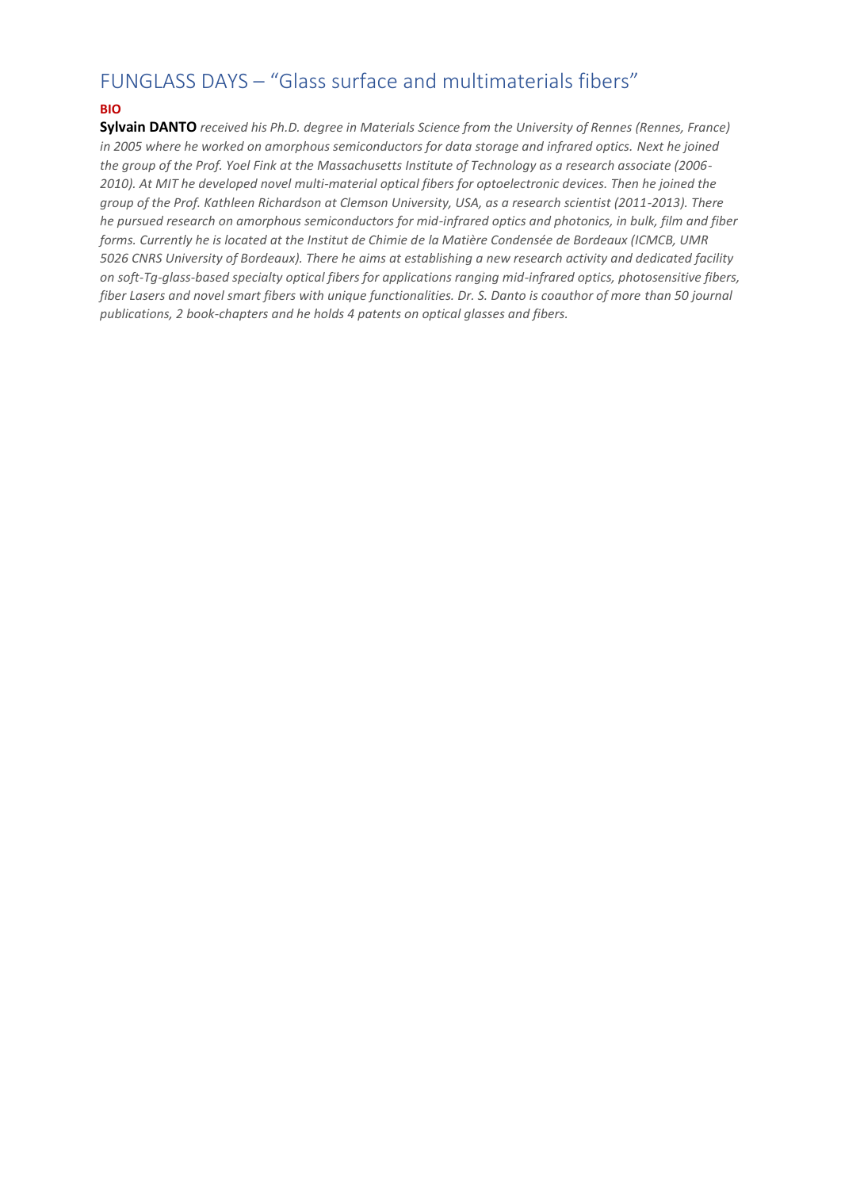# FUNGLASS DAYS – “Glass surface and multimaterials fibers”

**BIO**

**Sylvain DANTO** *received his Ph.D. degree in Materials Science from the University of Rennes (Rennes, France) in 2005 where he worked on amorphous semiconductors for data storage and infrared optics. Next he joined the group of the Prof. Yoel Fink at the Massachusetts Institute of Technology as a research associate (2006-2010). At MIT he developed novel multi-material optical fibers for optoelectronic devices. Then he joined the group of the Prof. Kathleen Richardson at Clemson University, USA, as a research scientist (2011-2013). There he pursued research on amorphous semiconductors for mid-infrared optics and photonics, in bulk, film and fiber forms. Currently he is located at the Institut de Chimie de la Matière Condensée de Bordeaux (ICMCB, UMR 5026 CNRS University of Bordeaux). There he aims at establishing a new research activity and dedicated facility on soft-Tg-glass-based specialty optical fibers for applications ranging mid-infrared optics, photosensitive fibers, fiber Lasers and novel smart fibers with unique functionalities. Dr. S. Danto is coauthor of more than 50 journal publications, 2 book-chapters and he holds 4 patents on optical glasses and fibers.*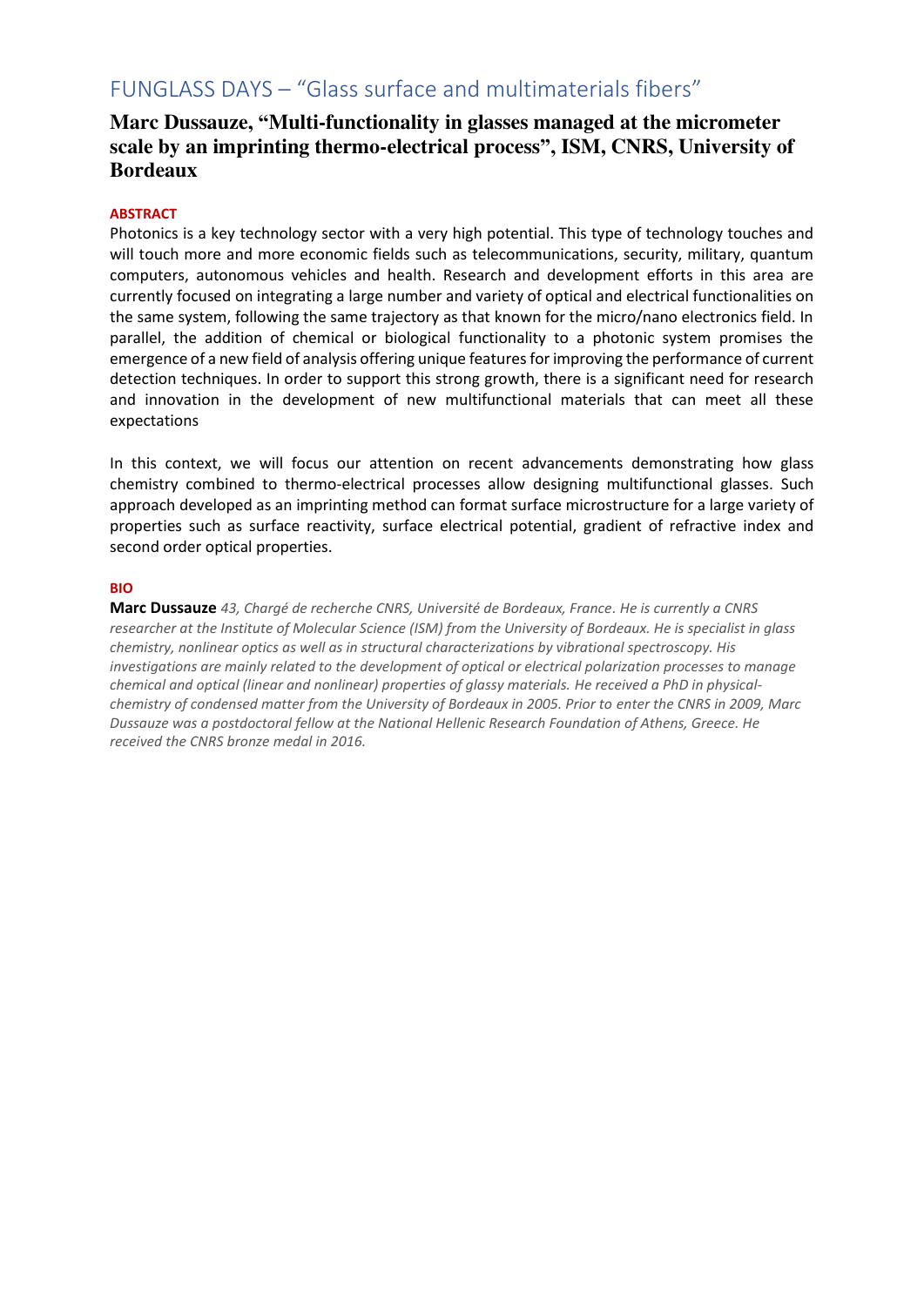# FUNGLASS DAYS – "Glass surface and multimaterials fibers"

## Marc Dussauze, "Multi-functionality in glasses managed at the micrometer scale by an imprinting thermo-electrical process", ISM, CNRS, University of Bordeaux

**ABSTRACT**

Photonics is a key technology sector with a very high potential. This type of technology touches and will touch more and more economic fields such as telecommunications, security, military, quantum computers, autonomous vehicles and health. Research and development efforts in this area are currently focused on integrating a large number and variety of optical and electrical functionalities on the same system, following the same trajectory as that known for the micro/nano electronics field. In parallel, the addition of chemical or biological functionality to a photonic system promises the emergence of a new field of analysis offering unique features for improving the performance of current detection techniques. In order to support this strong growth, there is a significant need for research and innovation in the development of new multifunctional materials that can meet all these expectations

In this context, we will focus our attention on recent advancements demonstrating how glass chemistry combined to thermo-electrical processes allow designing multifunctional glasses. Such approach developed as an imprinting method can format surface microstructure for a large variety of properties such as surface reactivity, surface electrical potential, gradient of refractive index and second order optical properties.

**BIO**

**Marc Dussauze** *43, Chargé de recherche CNRS, Université de Bordeaux, France. He is currently a CNRS researcher at the Institute of Molecular Science (ISM) from the University of Bordeaux. He is specialist in glass chemistry, nonlinear optics as well as in structural characterizations by vibrational spectroscopy. His investigations are mainly related to the development of optical or electrical polarization processes to manage chemical and optical (linear and nonlinear) properties of glassy materials. He received a PhD in physical-chemistry of condensed matter from the University of Bordeaux in 2005. Prior to enter the CNRS in 2009, Marc Dussauze was a postdoctoral fellow at the National Hellenic Research Foundation of Athens, Greece. He received the CNRS bronze medal in 2016.*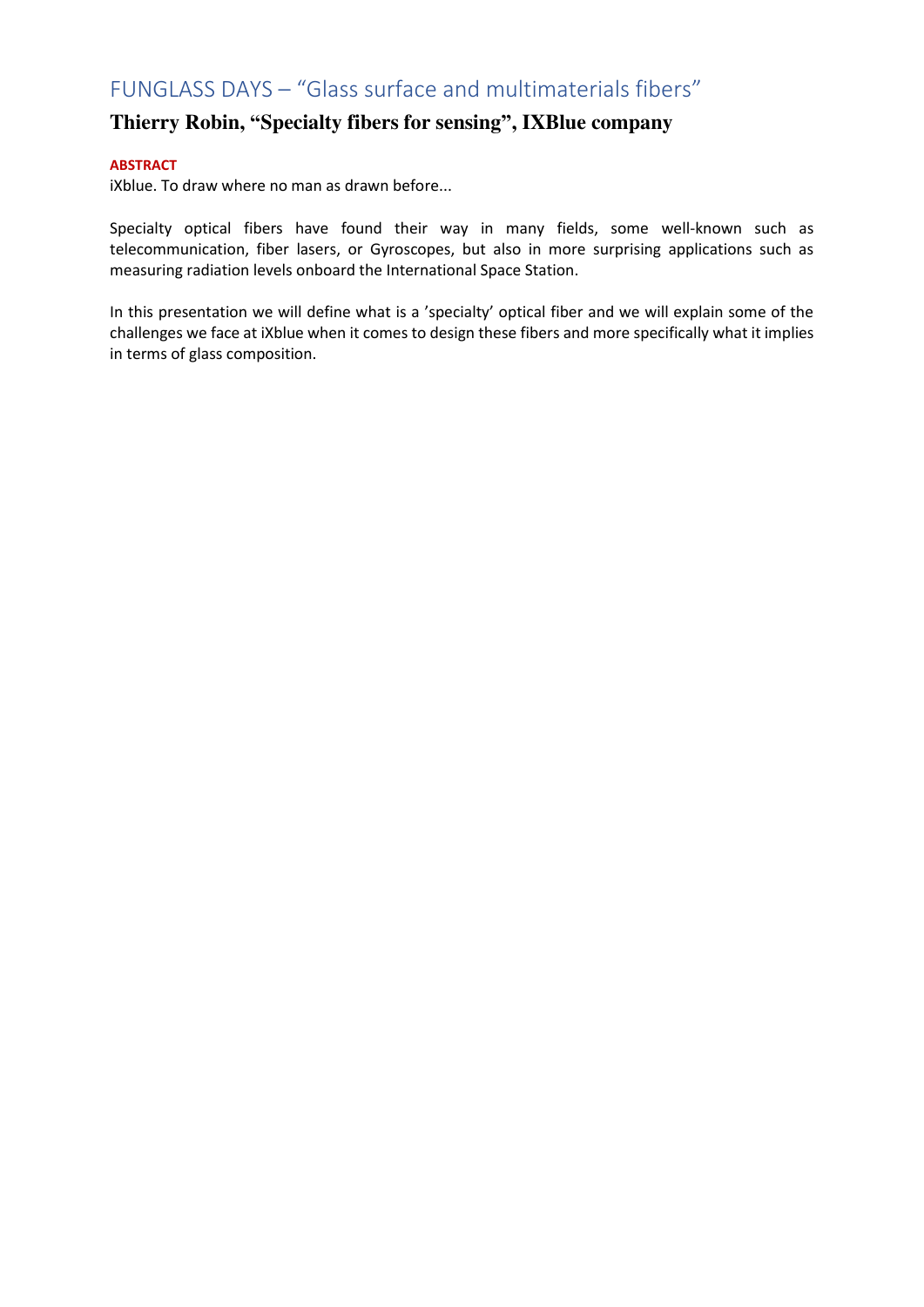# FUNGLASS DAYS – “Glass surface and multimaterials fibers”

## Thierry Robin, “Specialty fibers for sensing”, IXBlue company

**ABSTRACT**

iXblue. To draw where no man as drawn before...

Specialty optical fibers have found their way in many fields, some well-known such as telecommunication, fiber lasers, or Gyroscopes, but also in more surprising applications such as measuring radiation levels onboard the International Space Station.

In this presentation we will define what is a ’specialty’ optical fiber and we will explain some of the challenges we face at iXblue when it comes to design these fibers and more specifically what it implies in terms of glass composition.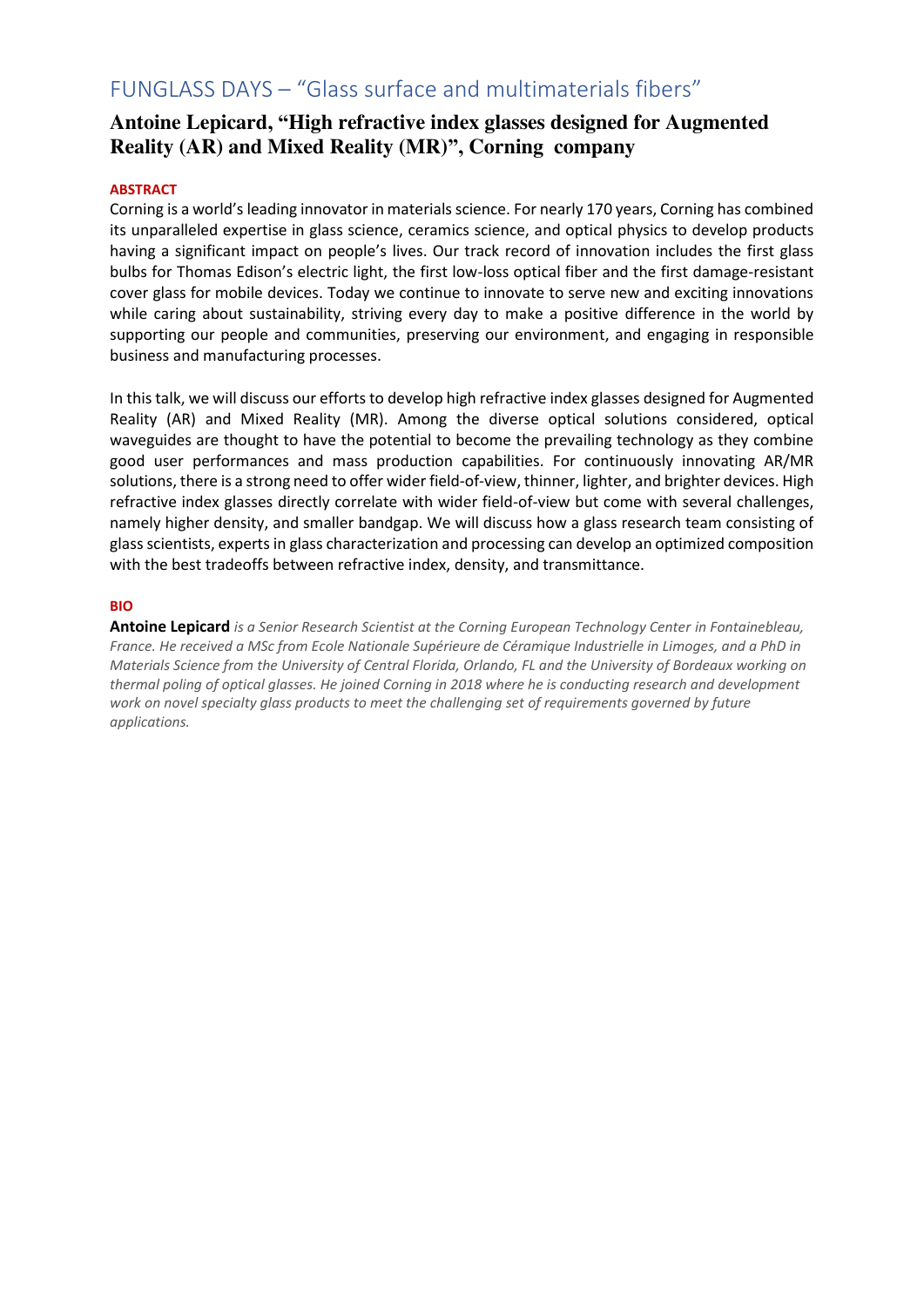## FUNGLASS DAYS – "Glass surface and multimaterials fibers"

### Antoine Lepicard, "High refractive index glasses designed for Augmented Reality (AR) and Mixed Reality (MR)", Corning company

**ABSTRACT**

Corning is a world's leading innovator in materials science. For nearly 170 years, Corning has combined its unparalleled expertise in glass science, ceramics science, and optical physics to develop products having a significant impact on people's lives. Our track record of innovation includes the first glass bulbs for Thomas Edison's electric light, the first low-loss optical fiber and the first damage-resistant cover glass for mobile devices. Today we continue to innovate to serve new and exciting innovations while caring about sustainability, striving every day to make a positive difference in the world by supporting our people and communities, preserving our environment, and engaging in responsible business and manufacturing processes.

In this talk, we will discuss our efforts to develop high refractive index glasses designed for Augmented Reality (AR) and Mixed Reality (MR). Among the diverse optical solutions considered, optical waveguides are thought to have the potential to become the prevailing technology as they combine good user performances and mass production capabilities. For continuously innovating AR/MR solutions, there is a strong need to offer wider field-of-view, thinner, lighter, and brighter devices. High refractive index glasses directly correlate with wider field-of-view but come with several challenges, namely higher density, and smaller bandgap. We will discuss how a glass research team consisting of glass scientists, experts in glass characterization and processing can develop an optimized composition with the best tradeoffs between refractive index, density, and transmittance.

**BIO**

**Antoine Lepicard** *is a Senior Research Scientist at the Corning European Technology Center in Fontainebleau, France. He received a MSc from Ecole Nationale Supérieure de Céramique Industrielle in Limoges, and a PhD in Materials Science from the University of Central Florida, Orlando, FL and the University of Bordeaux working on thermal poling of optical glasses. He joined Corning in 2018 where he is conducting research and development work on novel specialty glass products to meet the challenging set of requirements governed by future applications.*